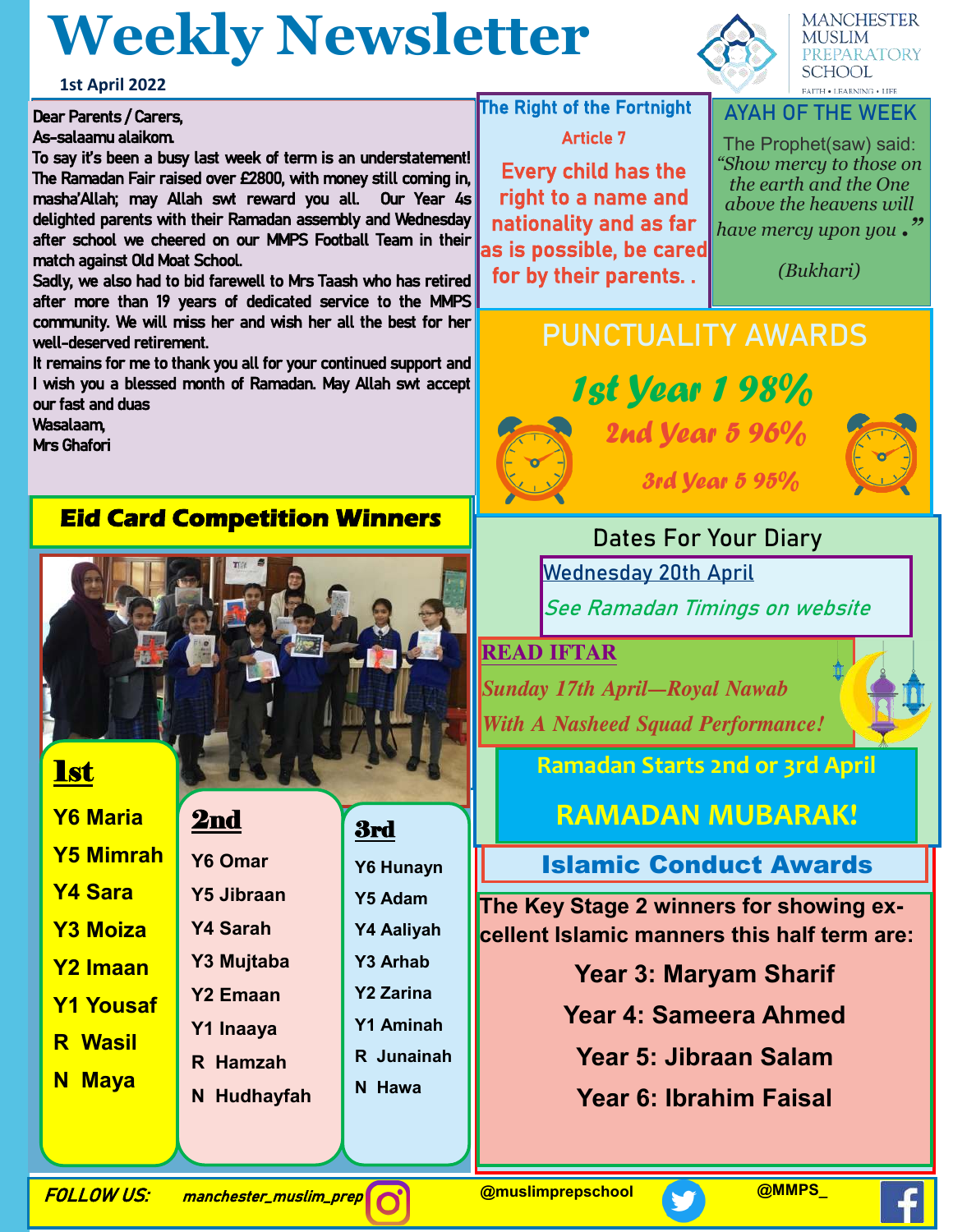# Weekly Newsletter

1st April 2022

MANCHESTER MUSLIM PREPARATORY SCHOOL
FAITH • LEARNING • LIFE

Dear Parents / Carers,

As-salaamu alaikom.

To say it's been a busy last week of term is an understatement! The Ramadan Fair raised over £2800, with money still coming in, masha'Allah; may Allah swt reward you all. Our Year 4s delighted parents with their Ramadan assembly and Wednesday after school we cheered on our MMPS Football Team in their match against Old Moat School.

Sadly, we also had to bid farewell to Mrs Taash who has retired after more than 19 years of dedicated service to the MMPS community. We will miss her and wish her all the best for her well-deserved retirement.

It remains for me to thank you all for your continued support and I wish you a blessed month of Ramadan. May Allah swt accept our fast and duas

Wasalaam,

Mrs Ghafori

## The Right of the Fortnight

**Article 7**

**Every child has the right to a name and nationality and as far as is possible, be cared for by their parents.**

## AYAH OF THE WEEK

The Prophet(saw) said: *"Show mercy to those on the earth and the One above the heavens will have mercy upon you."*

*(Bukhari)*

## PUNCTUALITY AWARDS

*1st Year 1 98%*

*2nd Year 5 96%*

*3rd Year 5 95%*

## Eid Card Competition Winners

| 1st | 2nd | 3rd |
|---|---|---|
| Y6 Maria | Y6 Omar | Y6 Hunayn |
| Y5 Mimrah | Y5 Jibraan | Y5 Adam |
| Y4 Sara | Y4 Sarah | Y4 Aaliyah |
| Y3 Moiza | Y3 Mujtaba | Y3 Arhab |
| Y2 Imaan | Y2 Emaan | Y2 Zarina |
| Y1 Yousaf | Y1 Inaaya | Y1 Aminah |
| R Wasil | R Hamzah | R Junainah |
| N Maya | N Hudhayfah | N Hawa |

## Dates For Your Diary

Wednesday 20th April

*See Ramadan Timings on website*

**READ IFTAR**

*Sunday 17th April—Royal Nawab*

*With A Nasheed Squad Performance!*

**Ramadan Starts 2nd or 3rd April**

**RAMADAN MUBARAK!**

## Islamic Conduct Awards

The Key Stage 2 winners for showing excellent Islamic manners this half term are:

- Year 3: Maryam Sharif
- Year 4: Sameera Ahmed
- Year 5: Jibraan Salam
- Year 6: Ibrahim Faisal

*FOLLOW US:* *manchester_muslim_prep* @muslimprepschool @MMPS_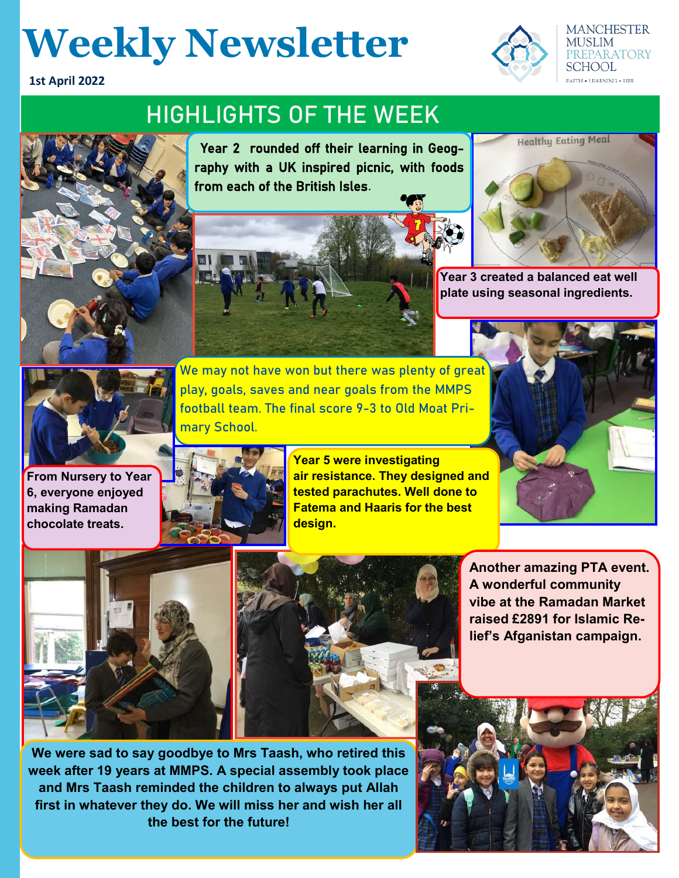# Weekly Newsletter

**1st April 2022**

MANCHESTER MUSLIM PREPARATORY SCHOOL

FAITH • LEARNING • LIFE

## HIGHLIGHTS OF THE WEEK

Year 2 rounded off their learning in Geography with a UK inspired picnic, with foods from each of the British Isles.

**Year 3 created a balanced eat well plate using seasonal ingredients.**

We may not have won but there was plenty of great play, goals, saves and near goals from the MMPS football team. The final score 9-3 to Old Moat Primary School.

**From Nursery to Year 6, everyone enjoyed making Ramadan chocolate treats.**

**Year 5 were investigating air resistance. They designed and tested parachutes. Well done to Fatema and Haaris for the best design.**

**Another amazing PTA event. A wonderful community vibe at the Ramadan Market raised £2891 for Islamic Relief's Afganistan campaign.**

**We were sad to say goodbye to Mrs Taash, who retired this week after 19 years at MMPS. A special assembly took place and Mrs Taash reminded the children to always put Allah first in whatever they do. We will miss her and wish her all the best for the future!**